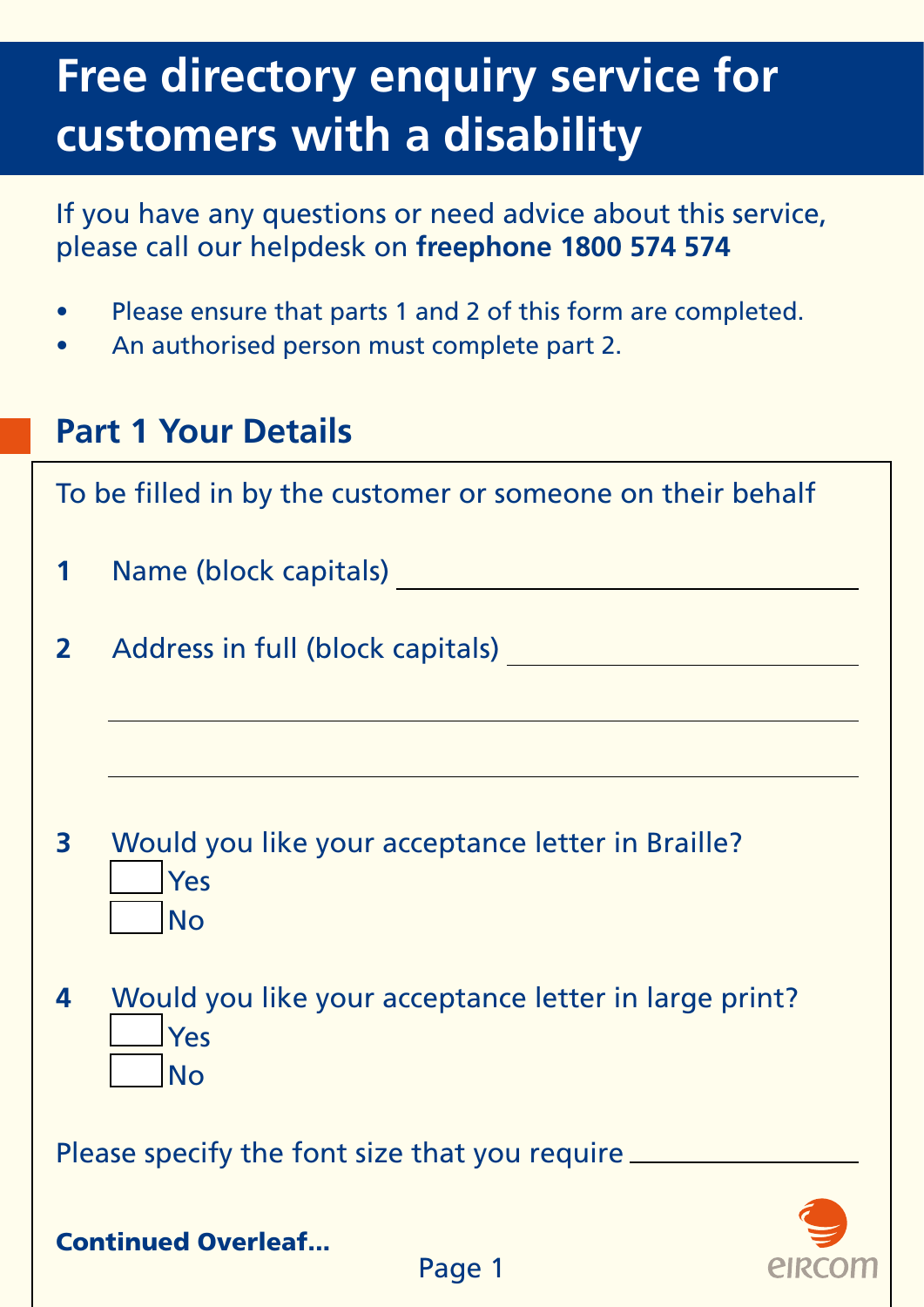# Free directory enquiry service for customers with a disability

If you have any questions or need advice about this service, please call our helpdesk on **freephone 1800 574 574**

- Please ensure that parts 1 and 2 of this form are completed.
- An authorised person must complete part 2.

## Part 1 Your Details

To be filled in by the customer or someone on their behalf

**1** Name (block capitals) ______________________________

**2** Address in full (block capitals) ______________________________

______________________________________________________________

______________________________________________________________

**3** Would you like your acceptance letter in Braille?

☐ Yes

☐ No

**4** Would you like your acceptance letter in large print?

☐ Yes

☐ No

Please specify the font size that you require ______________

**Continued Overleaf...**

eircom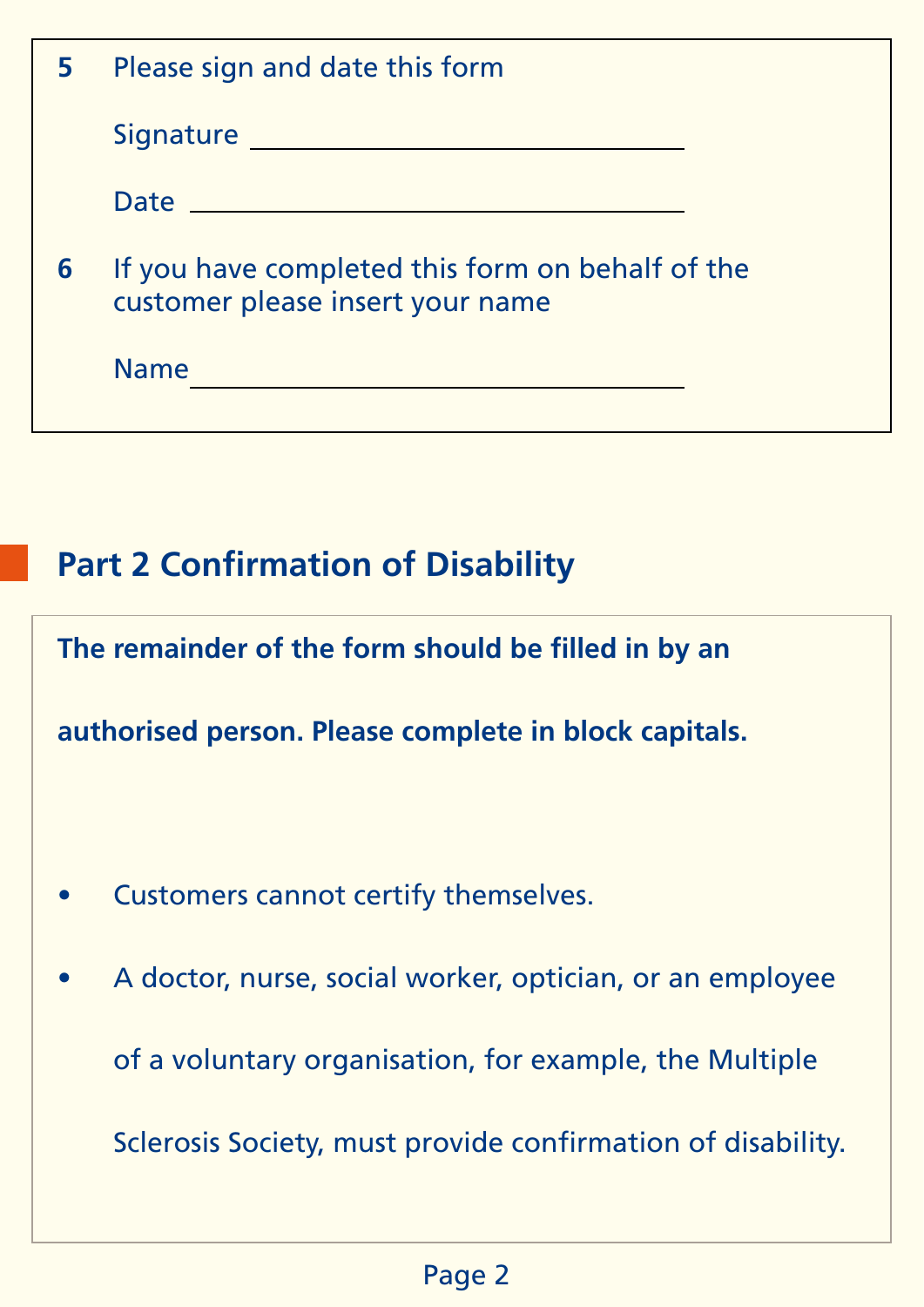5. Please sign and date this form

   Signature ______________________________

   Date ______________________________

6. If you have completed this form on behalf of the customer please insert your name

   Name ______________________________

## Part 2 Confirmation of Disability

**The remainder of the form should be filled in by an authorised person. Please complete in block capitals.**

- Customers cannot certify themselves.
- A doctor, nurse, social worker, optician, or an employee of a voluntary organisation, for example, the Multiple Sclerosis Society, must provide confirmation of disability.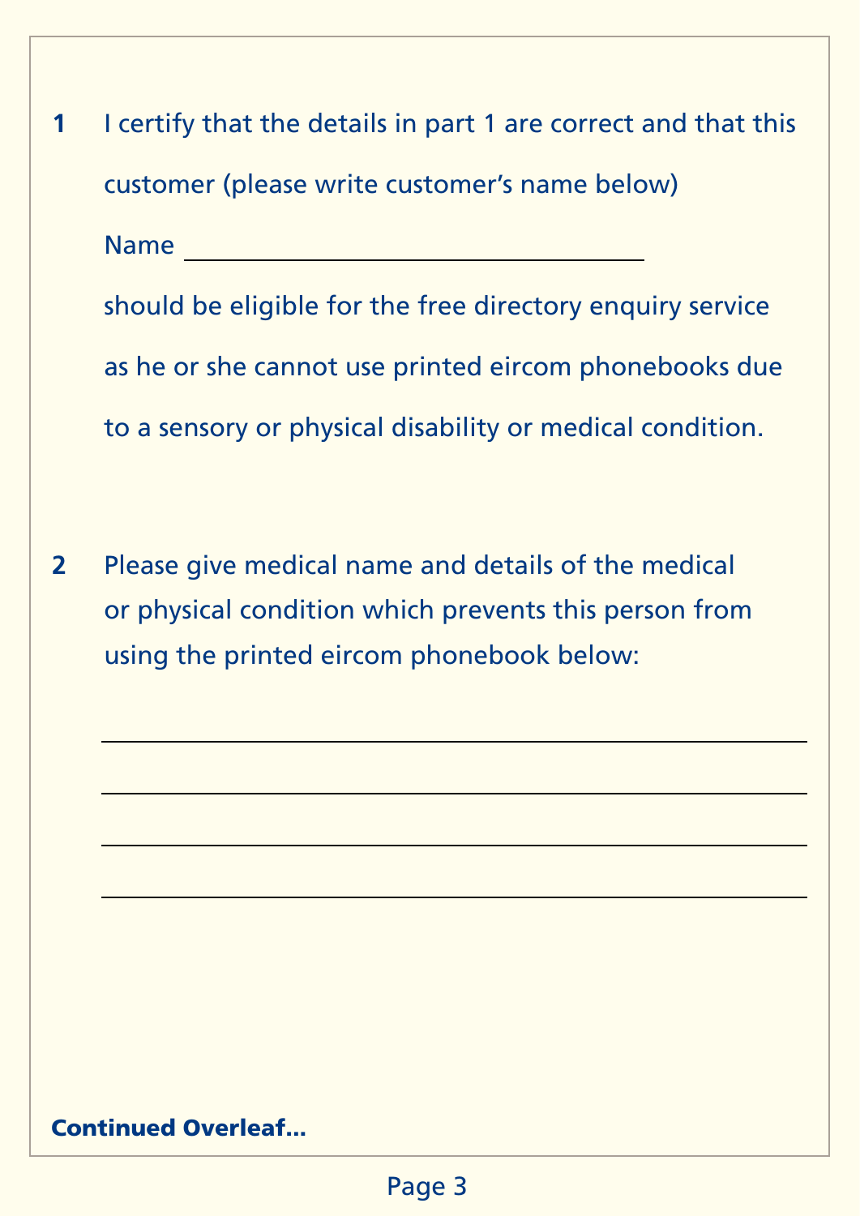1. I certify that the details in part 1 are correct and that this customer (please write customer's name below)

   Name ____________________________

   should be eligible for the free directory enquiry service as he or she cannot use printed eircom phonebooks due to a sensory or physical disability or medical condition.

2. Please give medical name and details of the medical or physical condition which prevents this person from using the printed eircom phonebook below:

   ______________________________________________

   ______________________________________________

   ______________________________________________

   ______________________________________________

**Continued Overleaf...**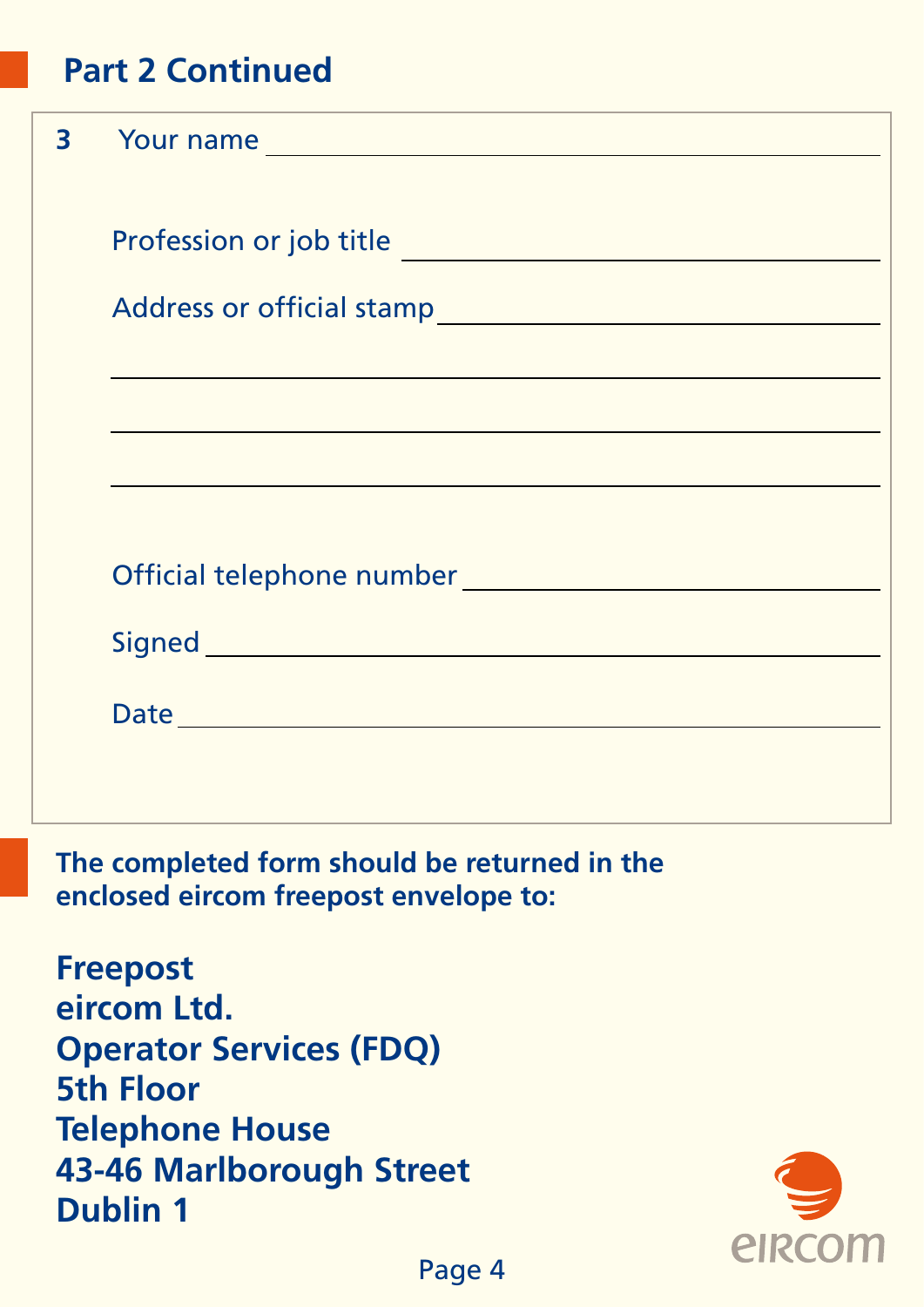## Part 2 Continued

**3** Your name ______________________________

Profession or job title ______________________________

Address or official stamp ______________________________

______________________________

______________________________

______________________________

Official telephone number ______________________________

Signed ______________________________

Date ______________________________

**The completed form should be returned in the enclosed eircom freepost envelope to:**

**Freepost**
**eircom Ltd.**
**Operator Services (FDQ)**
**5th Floor**
**Telephone House**
**43-46 Marlborough Street**
**Dublin 1**

eircom